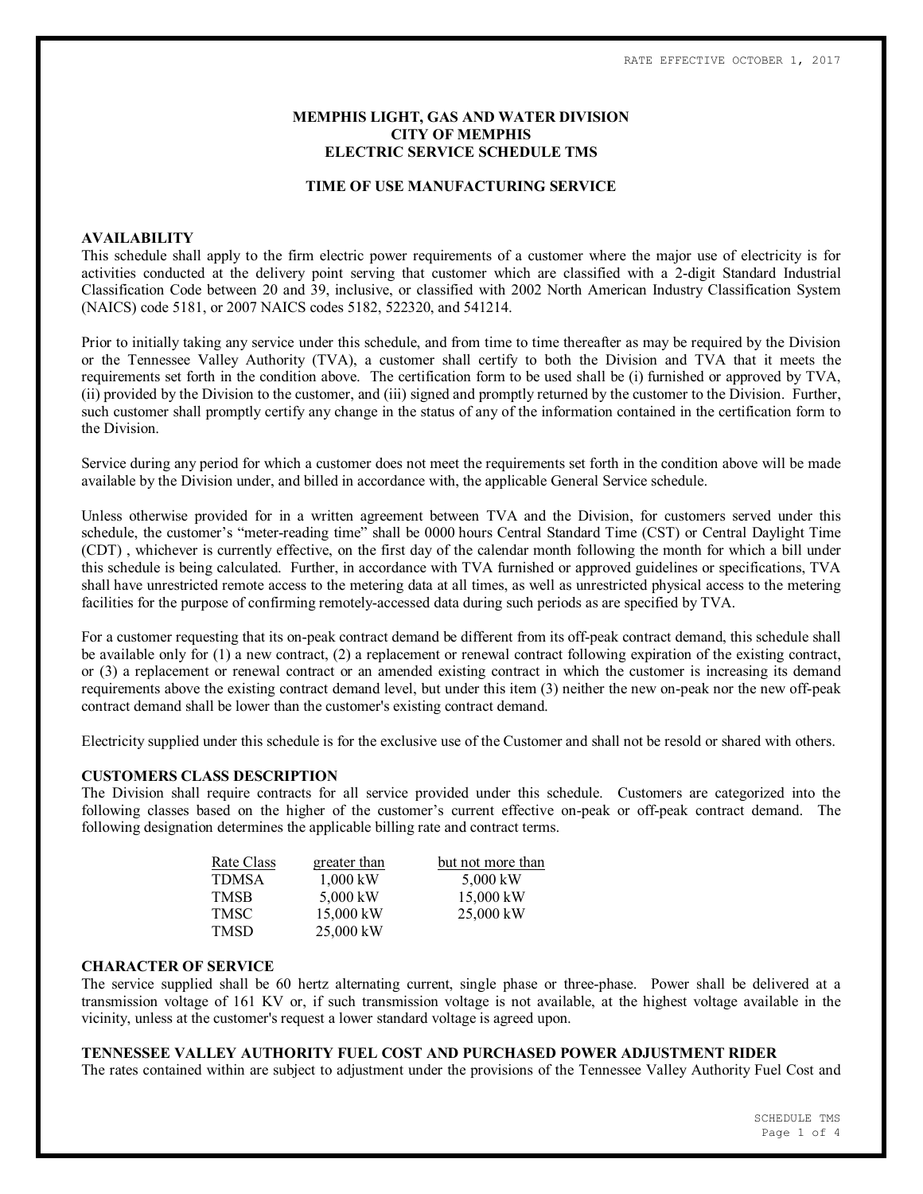RATE EFFECTIVE OCTOBER 1, 2017

# MEMPHIS LIGHT, GAS AND WATER DIVISION
# CITY OF MEMPHIS
# ELECTRIC SERVICE SCHEDULE TMS

## TIME OF USE MANUFACTURING SERVICE

### AVAILABILITY

This schedule shall apply to the firm electric power requirements of a customer where the major use of electricity is for activities conducted at the delivery point serving that customer which are classified with a 2-digit Standard Industrial Classification Code between 20 and 39, inclusive, or classified with 2002 North American Industry Classification System (NAICS) code 5181, or 2007 NAICS codes 5182, 522320, and 541214.

Prior to initially taking any service under this schedule, and from time to time thereafter as may be required by the Division or the Tennessee Valley Authority (TVA), a customer shall certify to both the Division and TVA that it meets the requirements set forth in the condition above. The certification form to be used shall be (i) furnished or approved by TVA, (ii) provided by the Division to the customer, and (iii) signed and promptly returned by the customer to the Division. Further, such customer shall promptly certify any change in the status of any of the information contained in the certification form to the Division.

Service during any period for which a customer does not meet the requirements set forth in the condition above will be made available by the Division under, and billed in accordance with, the applicable General Service schedule.

Unless otherwise provided for in a written agreement between TVA and the Division, for customers served under this schedule, the customer's "meter-reading time" shall be 0000 hours Central Standard Time (CST) or Central Daylight Time (CDT) , whichever is currently effective, on the first day of the calendar month following the month for which a bill under this schedule is being calculated. Further, in accordance with TVA furnished or approved guidelines or specifications, TVA shall have unrestricted remote access to the metering data at all times, as well as unrestricted physical access to the metering facilities for the purpose of confirming remotely-accessed data during such periods as are specified by TVA.

For a customer requesting that its on-peak contract demand be different from its off-peak contract demand, this schedule shall be available only for (1) a new contract, (2) a replacement or renewal contract following expiration of the existing contract, or (3) a replacement or renewal contract or an amended existing contract in which the customer is increasing its demand requirements above the existing contract demand level, but under this item (3) neither the new on-peak nor the new off-peak contract demand shall be lower than the customer's existing contract demand.

Electricity supplied under this schedule is for the exclusive use of the Customer and shall not be resold or shared with others.

### CUSTOMERS CLASS DESCRIPTION

The Division shall require contracts for all service provided under this schedule. Customers are categorized into the following classes based on the higher of the customer's current effective on-peak or off-peak contract demand. The following designation determines the applicable billing rate and contract terms.

| Rate Class | greater than | but not more than |
|---|---|---|
| TDMSA | 1,000 kW | 5,000 kW |
| TMSB | 5,000 kW | 15,000 kW |
| TMSC | 15,000 kW | 25,000 kW |
| TMSD | 25,000 kW | |

### CHARACTER OF SERVICE

The service supplied shall be 60 hertz alternating current, single phase or three-phase. Power shall be delivered at a transmission voltage of 161 KV or, if such transmission voltage is not available, at the highest voltage available in the vicinity, unless at the customer's request a lower standard voltage is agreed upon.

### TENNESSEE VALLEY AUTHORITY FUEL COST AND PURCHASED POWER ADJUSTMENT RIDER

The rates contained within are subject to adjustment under the provisions of the Tennessee Valley Authority Fuel Cost and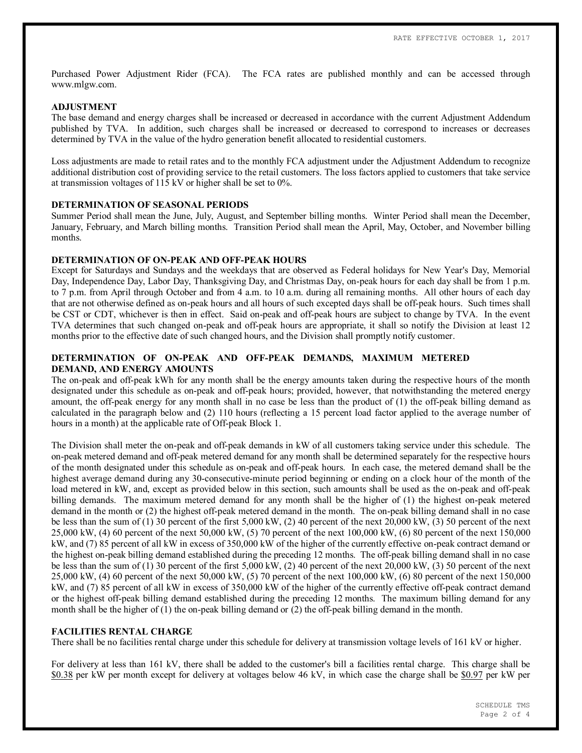Purchased Power Adjustment Rider (FCA). The FCA rates are published monthly and can be accessed through www.mlgw.com.

**ADJUSTMENT**

The base demand and energy charges shall be increased or decreased in accordance with the current Adjustment Addendum published by TVA. In addition, such charges shall be increased or decreased to correspond to increases or decreases determined by TVA in the value of the hydro generation benefit allocated to residential customers.

Loss adjustments are made to retail rates and to the monthly FCA adjustment under the Adjustment Addendum to recognize additional distribution cost of providing service to the retail customers. The loss factors applied to customers that take service at transmission voltages of 115 kV or higher shall be set to 0%.

**DETERMINATION OF SEASONAL PERIODS**

Summer Period shall mean the June, July, August, and September billing months. Winter Period shall mean the December, January, February, and March billing months. Transition Period shall mean the April, May, October, and November billing months.

**DETERMINATION OF ON-PEAK AND OFF-PEAK HOURS**

Except for Saturdays and Sundays and the weekdays that are observed as Federal holidays for New Year's Day, Memorial Day, Independence Day, Labor Day, Thanksgiving Day, and Christmas Day, on-peak hours for each day shall be from 1 p.m. to 7 p.m. from April through October and from 4 a.m. to 10 a.m. during all remaining months. All other hours of each day that are not otherwise defined as on-peak hours and all hours of such excepted days shall be off-peak hours. Such times shall be CST or CDT, whichever is then in effect. Said on-peak and off-peak hours are subject to change by TVA. In the event TVA determines that such changed on-peak and off-peak hours are appropriate, it shall so notify the Division at least 12 months prior to the effective date of such changed hours, and the Division shall promptly notify customer.

**DETERMINATION OF ON-PEAK AND OFF-PEAK DEMANDS, MAXIMUM METERED DEMAND, AND ENERGY AMOUNTS**

The on-peak and off-peak kWh for any month shall be the energy amounts taken during the respective hours of the month designated under this schedule as on-peak and off-peak hours; provided, however, that notwithstanding the metered energy amount, the off-peak energy for any month shall in no case be less than the product of (1) the off-peak billing demand as calculated in the paragraph below and (2) 110 hours (reflecting a 15 percent load factor applied to the average number of hours in a month) at the applicable rate of Off-peak Block 1.

The Division shall meter the on-peak and off-peak demands in kW of all customers taking service under this schedule. The on-peak metered demand and off-peak metered demand for any month shall be determined separately for the respective hours of the month designated under this schedule as on-peak and off-peak hours. In each case, the metered demand shall be the highest average demand during any 30-consecutive-minute period beginning or ending on a clock hour of the month of the load metered in kW, and, except as provided below in this section, such amounts shall be used as the on-peak and off-peak billing demands. The maximum metered demand for any month shall be the higher of (1) the highest on-peak metered demand in the month or (2) the highest off-peak metered demand in the month. The on-peak billing demand shall in no case be less than the sum of (1) 30 percent of the first 5,000 kW, (2) 40 percent of the next 20,000 kW, (3) 50 percent of the next 25,000 kW, (4) 60 percent of the next 50,000 kW, (5) 70 percent of the next 100,000 kW, (6) 80 percent of the next 150,000 kW, and (7) 85 percent of all kW in excess of 350,000 kW of the higher of the currently effective on-peak contract demand or the highest on-peak billing demand established during the preceding 12 months. The off-peak billing demand shall in no case be less than the sum of (1) 30 percent of the first 5,000 kW, (2) 40 percent of the next 20,000 kW, (3) 50 percent of the next 25,000 kW, (4) 60 percent of the next 50,000 kW, (5) 70 percent of the next 100,000 kW, (6) 80 percent of the next 150,000 kW, and (7) 85 percent of all kW in excess of 350,000 kW of the higher of the currently effective off-peak contract demand or the highest off-peak billing demand established during the preceding 12 months. The maximum billing demand for any month shall be the higher of (1) the on-peak billing demand or (2) the off-peak billing demand in the month.

**FACILITIES RENTAL CHARGE**

There shall be no facilities rental charge under this schedule for delivery at transmission voltage levels of 161 kV or higher.

For delivery at less than 161 kV, there shall be added to the customer's bill a facilities rental charge. This charge shall be $0.38 per kW per month except for delivery at voltages below 46 kV, in which case the charge shall be $0.97 per kW per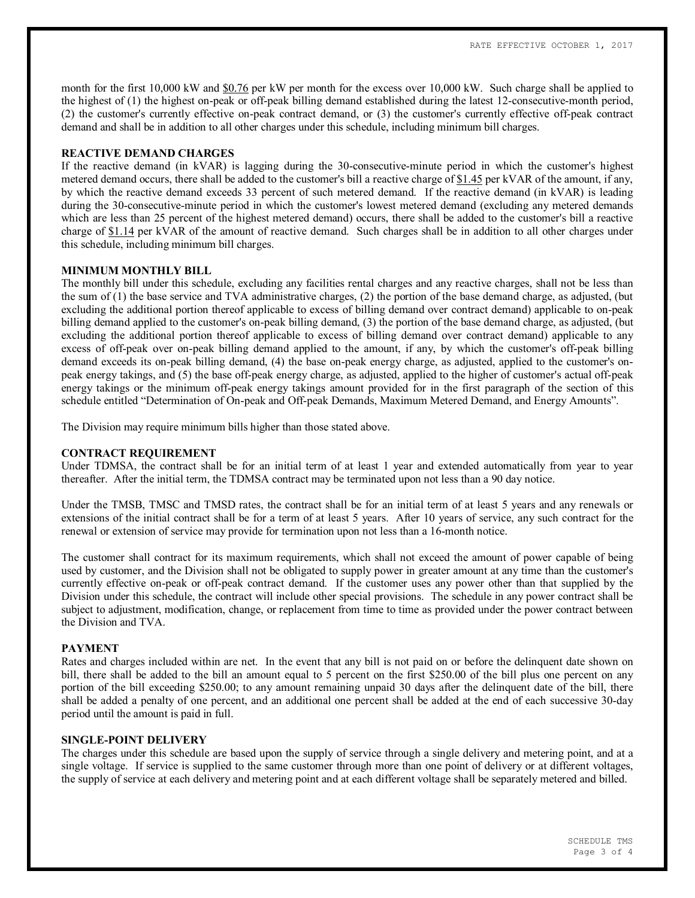month for the first 10,000 kW and $0.76 per kW per month for the excess over 10,000 kW. Such charge shall be applied to the highest of (1) the highest on-peak or off-peak billing demand established during the latest 12-consecutive-month period, (2) the customer's currently effective on-peak contract demand, or (3) the customer's currently effective off-peak contract demand and shall be in addition to all other charges under this schedule, including minimum bill charges.

**REACTIVE DEMAND CHARGES**

If the reactive demand (in kVAR) is lagging during the 30-consecutive-minute period in which the customer's highest metered demand occurs, there shall be added to the customer's bill a reactive charge of $1.45 per kVAR of the amount, if any, by which the reactive demand exceeds 33 percent of such metered demand. If the reactive demand (in kVAR) is leading during the 30-consecutive-minute period in which the customer's lowest metered demand (excluding any metered demands which are less than 25 percent of the highest metered demand) occurs, there shall be added to the customer's bill a reactive charge of $1.14 per kVAR of the amount of reactive demand. Such charges shall be in addition to all other charges under this schedule, including minimum bill charges.

**MINIMUM MONTHLY BILL**

The monthly bill under this schedule, excluding any facilities rental charges and any reactive charges, shall not be less than the sum of (1) the base service and TVA administrative charges, (2) the portion of the base demand charge, as adjusted, (but excluding the additional portion thereof applicable to excess of billing demand over contract demand) applicable to on-peak billing demand applied to the customer's on-peak billing demand, (3) the portion of the base demand charge, as adjusted, (but excluding the additional portion thereof applicable to excess of billing demand over contract demand) applicable to any excess of off-peak over on-peak billing demand applied to the amount, if any, by which the customer's off-peak billing demand exceeds its on-peak billing demand, (4) the base on-peak energy charge, as adjusted, applied to the customer's on-peak energy takings, and (5) the base off-peak energy charge, as adjusted, applied to the higher of customer's actual off-peak energy takings or the minimum off-peak energy takings amount provided for in the first paragraph of the section of this schedule entitled "Determination of On-peak and Off-peak Demands, Maximum Metered Demand, and Energy Amounts".

The Division may require minimum bills higher than those stated above.

**CONTRACT REQUIREMENT**

Under TDMSA, the contract shall be for an initial term of at least 1 year and extended automatically from year to year thereafter. After the initial term, the TDMSA contract may be terminated upon not less than a 90 day notice.

Under the TMSB, TMSC and TMSD rates, the contract shall be for an initial term of at least 5 years and any renewals or extensions of the initial contract shall be for a term of at least 5 years. After 10 years of service, any such contract for the renewal or extension of service may provide for termination upon not less than a 16-month notice.

The customer shall contract for its maximum requirements, which shall not exceed the amount of power capable of being used by customer, and the Division shall not be obligated to supply power in greater amount at any time than the customer's currently effective on-peak or off-peak contract demand. If the customer uses any power other than that supplied by the Division under this schedule, the contract will include other special provisions. The schedule in any power contract shall be subject to adjustment, modification, change, or replacement from time to time as provided under the power contract between the Division and TVA.

**PAYMENT**

Rates and charges included within are net. In the event that any bill is not paid on or before the delinquent date shown on bill, there shall be added to the bill an amount equal to 5 percent on the first $250.00 of the bill plus one percent on any portion of the bill exceeding $250.00; to any amount remaining unpaid 30 days after the delinquent date of the bill, there shall be added a penalty of one percent, and an additional one percent shall be added at the end of each successive 30-day period until the amount is paid in full.

**SINGLE-POINT DELIVERY**

The charges under this schedule are based upon the supply of service through a single delivery and metering point, and at a single voltage. If service is supplied to the same customer through more than one point of delivery or at different voltages, the supply of service at each delivery and metering point and at each different voltage shall be separately metered and billed.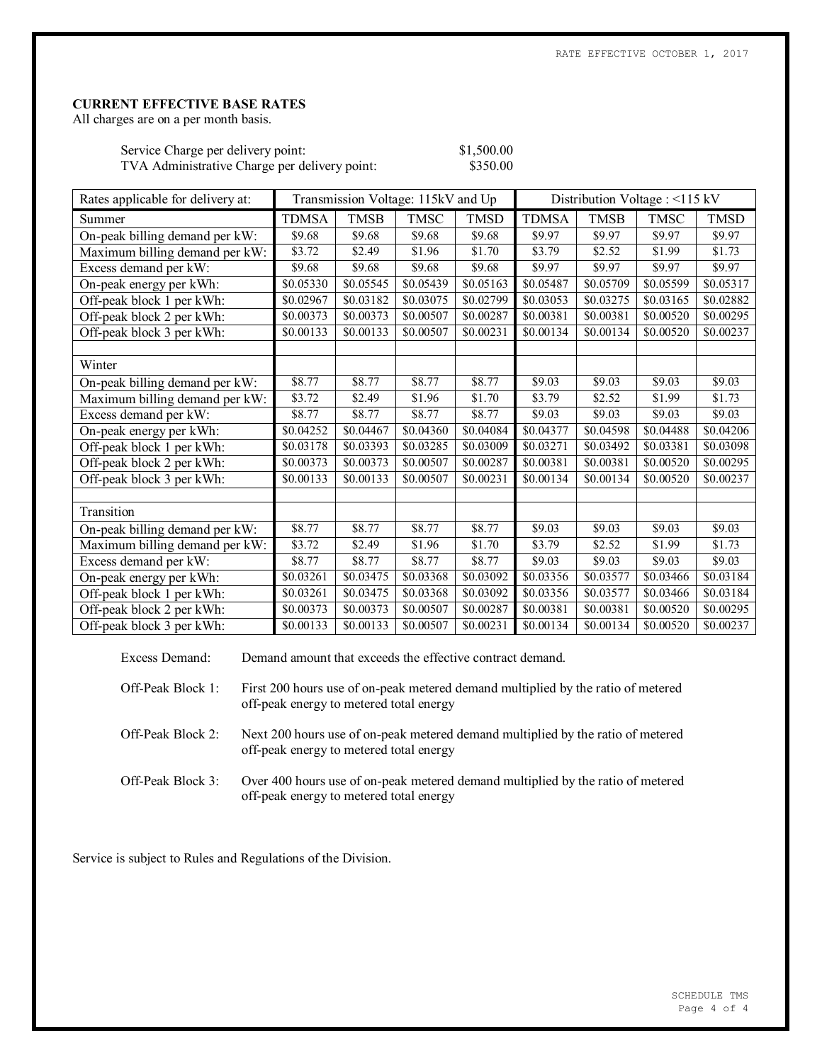**CURRENT EFFECTIVE BASE RATES**

All charges are on a per month basis.

| | |
|---|---|
| Service Charge per delivery point: | $1,500.00 |
| TVA Administrative Charge per delivery point: | $350.00 |

| Rates applicable for delivery at: | Transmission Voltage: 115kV and Up | | | | Distribution Voltage : <115 kV | | | |
|---|---|---|---|---|---|---|---|---|
| Summer | TDMSA | TMSB | TMSC | TMSD | TDMSA | TMSB | TMSC | TMSD |
| On-peak billing demand per kW: | $9.68 | $9.68 | $9.68 | $9.68 | $9.97 | $9.97 | $9.97 | $9.97 |
| Maximum billing demand per kW: | $3.72 | $2.49 | $1.96 | $1.70 | $3.79 | $2.52 | $1.99 | $1.73 |
| Excess demand per kW: | $9.68 | $9.68 | $9.68 | $9.68 | $9.97 | $9.97 | $9.97 | $9.97 |
| On-peak energy per kWh: | $0.05330 | $0.05545 | $0.05439 | $0.05163 | $0.05487 | $0.05709 | $0.05599 | $0.05317 |
| Off-peak block 1 per kWh: | $0.02967 | $0.03182 | $0.03075 | $0.02799 | $0.03053 | $0.03275 | $0.03165 | $0.02882 |
| Off-peak block 2 per kWh: | $0.00373 | $0.00373 | $0.00507 | $0.00287 | $0.00381 | $0.00381 | $0.00520 | $0.00295 |
| Off-peak block 3 per kWh: | $0.00133 | $0.00133 | $0.00507 | $0.00231 | $0.00134 | $0.00134 | $0.00520 | $0.00237 |
| | | | | | | | | |
| Winter | | | | | | | | |
| On-peak billing demand per kW: | $8.77 | $8.77 | $8.77 | $8.77 | $9.03 | $9.03 | $9.03 | $9.03 |
| Maximum billing demand per kW: | $3.72 | $2.49 | $1.96 | $1.70 | $3.79 | $2.52 | $1.99 | $1.73 |
| Excess demand per kW: | $8.77 | $8.77 | $8.77 | $8.77 | $9.03 | $9.03 | $9.03 | $9.03 |
| On-peak energy per kWh: | $0.04252 | $0.04467 | $0.04360 | $0.04084 | $0.04377 | $0.04598 | $0.04488 | $0.04206 |
| Off-peak block 1 per kWh: | $0.03178 | $0.03393 | $0.03285 | $0.03009 | $0.03271 | $0.03492 | $0.03381 | $0.03098 |
| Off-peak block 2 per kWh: | $0.00373 | $0.00373 | $0.00507 | $0.00287 | $0.00381 | $0.00381 | $0.00520 | $0.00295 |
| Off-peak block 3 per kWh: | $0.00133 | $0.00133 | $0.00507 | $0.00231 | $0.00134 | $0.00134 | $0.00520 | $0.00237 |
| | | | | | | | | |
| Transition | | | | | | | | |
| On-peak billing demand per kW: | $8.77 | $8.77 | $8.77 | $8.77 | $9.03 | $9.03 | $9.03 | $9.03 |
| Maximum billing demand per kW: | $3.72 | $2.49 | $1.96 | $1.70 | $3.79 | $2.52 | $1.99 | $1.73 |
| Excess demand per kW: | $8.77 | $8.77 | $8.77 | $8.77 | $9.03 | $9.03 | $9.03 | $9.03 |
| On-peak energy per kWh: | $0.03261 | $0.03475 | $0.03368 | $0.03092 | $0.03356 | $0.03577 | $0.03466 | $0.03184 |
| Off-peak block 1 per kWh: | $0.03261 | $0.03475 | $0.03368 | $0.03092 | $0.03356 | $0.03577 | $0.03466 | $0.03184 |
| Off-peak block 2 per kWh: | $0.00373 | $0.00373 | $0.00507 | $0.00287 | $0.00381 | $0.00381 | $0.00520 | $0.00295 |
| Off-peak block 3 per kWh: | $0.00133 | $0.00133 | $0.00507 | $0.00231 | $0.00134 | $0.00134 | $0.00520 | $0.00237 |

Excess Demand: Demand amount that exceeds the effective contract demand.

Off-Peak Block 1: First 200 hours use of on-peak metered demand multiplied by the ratio of metered off-peak energy to metered total energy

Off-Peak Block 2: Next 200 hours use of on-peak metered demand multiplied by the ratio of metered off-peak energy to metered total energy

Off-Peak Block 3: Over 400 hours use of on-peak metered demand multiplied by the ratio of metered off-peak energy to metered total energy

Service is subject to Rules and Regulations of the Division.